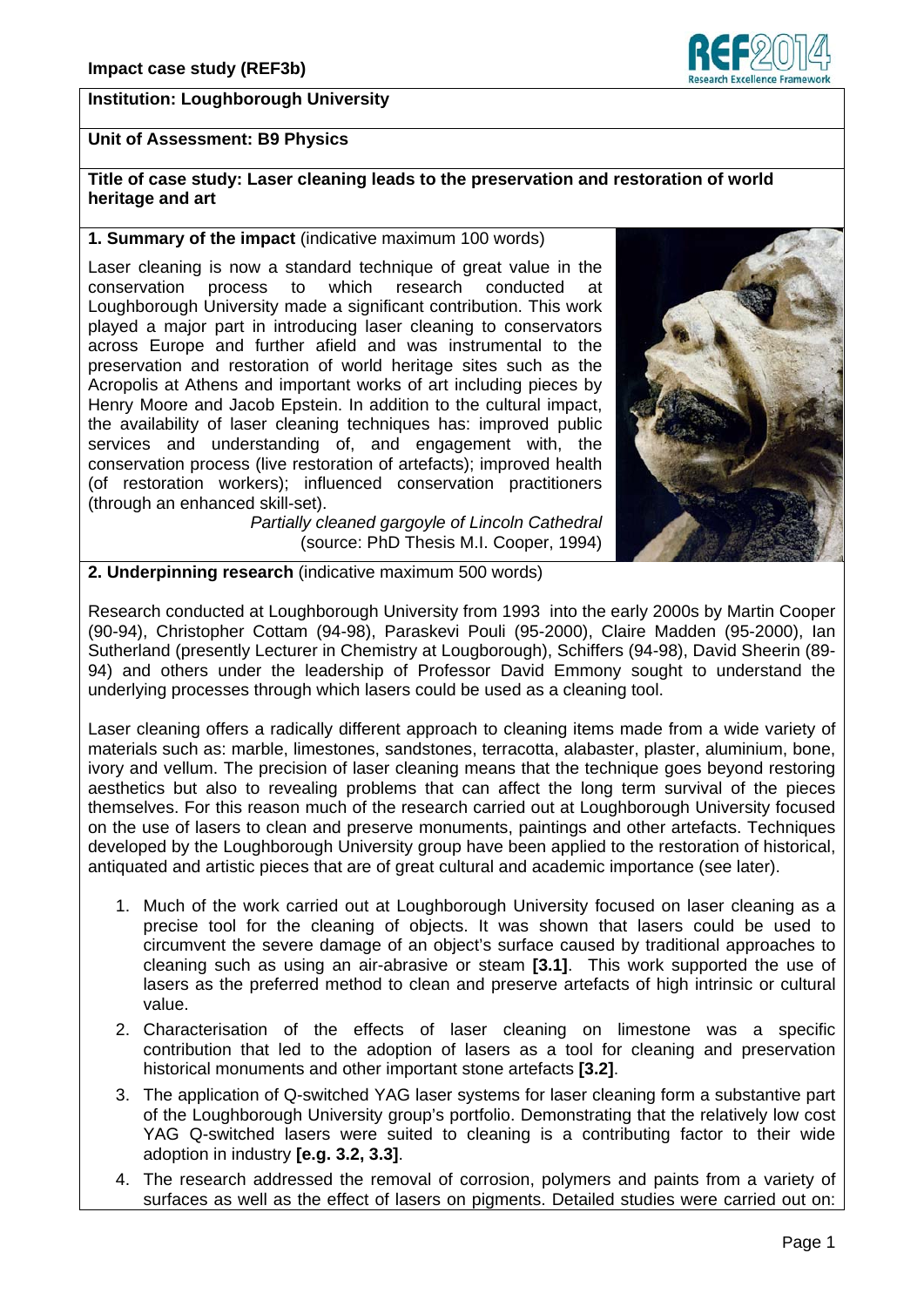**Impact case study (REF3b)**

**Institution: Loughborough University**

**Unit of Assessment: B9 Physics**

**Title of case study: Laser cleaning leads to the preservation and restoration of world heritage and art**

## 1. Summary of the impact (indicative maximum 100 words)

Laser cleaning is now a standard technique of great value in the conservation process to which research conducted at Loughborough University made a significant contribution. This work played a major part in introducing laser cleaning to conservators across Europe and further afield and was instrumental to the preservation and restoration of world heritage sites such as the Acropolis at Athens and important works of art including pieces by Henry Moore and Jacob Epstein. In addition to the cultural impact, the availability of laser cleaning techniques has: improved public services and understanding of, and engagement with, the conservation process (live restoration of artefacts); improved health (of restoration workers); influenced conservation practitioners (through an enhanced skill-set).

*Partially cleaned gargoyle of Lincoln Cathedral* (source: PhD Thesis M.I. Cooper, 1994)

## 2. Underpinning research (indicative maximum 500 words)

Research conducted at Loughborough University from 1993 into the early 2000s by Martin Cooper (90-94), Christopher Cottam (94-98), Paraskevi Pouli (95-2000), Claire Madden (95-2000), Ian Sutherland (presently Lecturer in Chemistry at Lougborough), Schiffers (94-98), David Sheerin (89-94) and others under the leadership of Professor David Emmony sought to understand the underlying processes through which lasers could be used as a cleaning tool.

Laser cleaning offers a radically different approach to cleaning items made from a wide variety of materials such as: marble, limestones, sandstones, terracotta, alabaster, plaster, aluminium, bone, ivory and vellum. The precision of laser cleaning means that the technique goes beyond restoring aesthetics but also to revealing problems that can affect the long term survival of the pieces themselves. For this reason much of the research carried out at Loughborough University focused on the use of lasers to clean and preserve monuments, paintings and other artefacts. Techniques developed by the Loughborough University group have been applied to the restoration of historical, antiquated and artistic pieces that are of great cultural and academic importance (see later).

1. Much of the work carried out at Loughborough University focused on laser cleaning as a precise tool for the cleaning of objects. It was shown that lasers could be used to circumvent the severe damage of an object's surface caused by traditional approaches to cleaning such as using an air-abrasive or steam **[3.1]**. This work supported the use of lasers as the preferred method to clean and preserve artefacts of high intrinsic or cultural value.
2. Characterisation of the effects of laser cleaning on limestone was a specific contribution that led to the adoption of lasers as a tool for cleaning and preservation historical monuments and other important stone artefacts **[3.2]**.
3. The application of Q-switched YAG laser systems for laser cleaning form a substantive part of the Loughborough University group's portfolio. Demonstrating that the relatively low cost YAG Q-switched lasers were suited to cleaning is a contributing factor to their wide adoption in industry **[e.g. 3.2, 3.3]**.
4. The research addressed the removal of corrosion, polymers and paints from a variety of surfaces as well as the effect of lasers on pigments. Detailed studies were carried out on: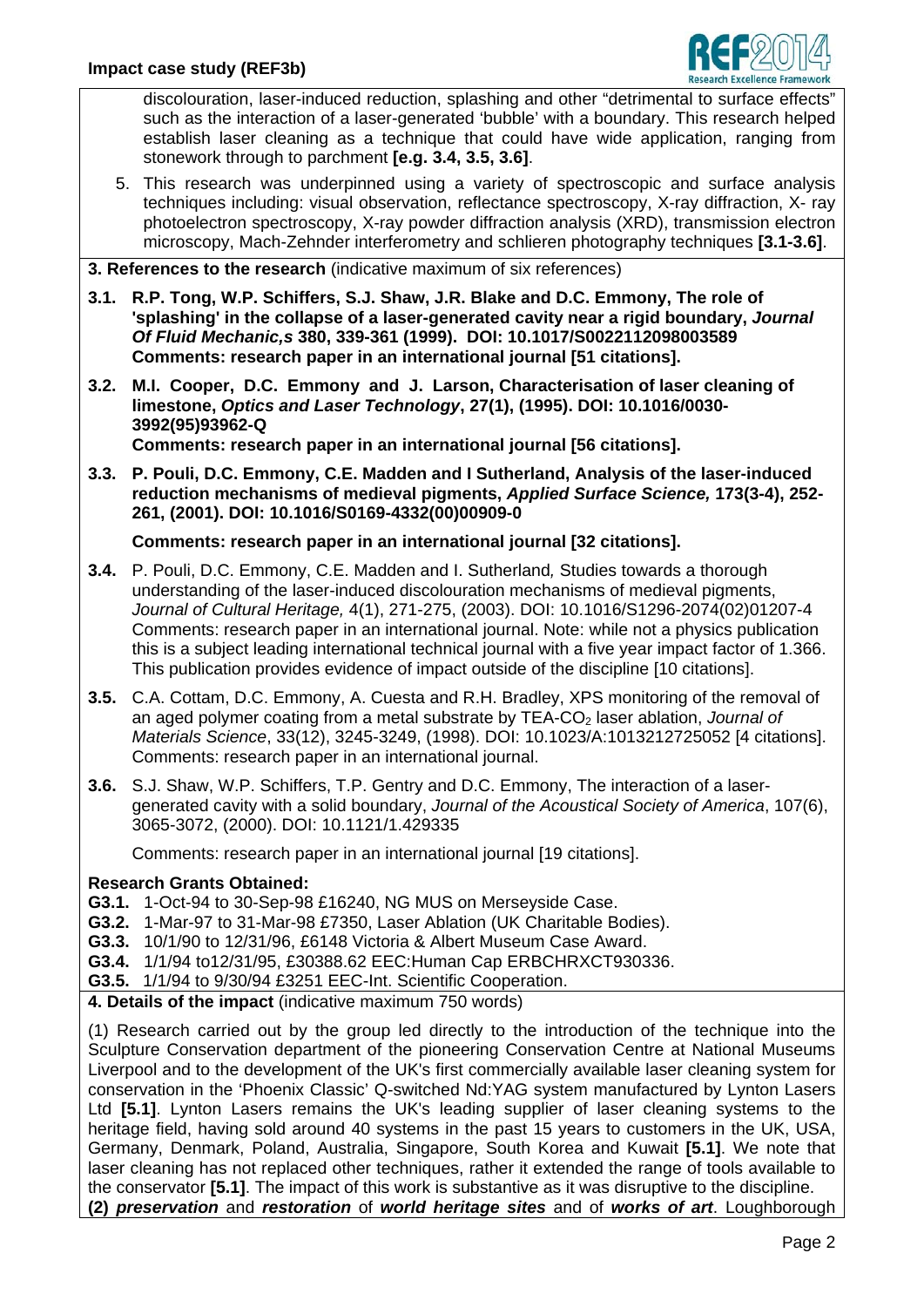discolouration, laser-induced reduction, splashing and other "detrimental to surface effects" such as the interaction of a laser-generated 'bubble' with a boundary. This research helped establish laser cleaning as a technique that could have wide application, ranging from stonework through to parchment **[e.g. 3.4, 3.5, 3.6]**.

5. This research was underpinned using a variety of spectroscopic and surface analysis techniques including: visual observation, reflectance spectroscopy, X-ray diffraction, X- ray photoelectron spectroscopy, X-ray powder diffraction analysis (XRD), transmission electron microscopy, Mach-Zehnder interferometry and schlieren photography techniques **[3.1-3.6]**.

**3. References to the research** (indicative maximum of six references)

**3.1. R.P. Tong, W.P. Schiffers, S.J. Shaw, J.R. Blake and D.C. Emmony, The role of 'splashing' in the collapse of a laser-generated cavity near a rigid boundary, *Journal Of Fluid Mechanic,s* 380, 339-361 (1999). DOI: 10.1017/S0022112098003589 Comments: research paper in an international journal [51 citations].**

**3.2. M.I. Cooper, D.C. Emmony and J. Larson, Characterisation of laser cleaning of limestone, *Optics and Laser Technology*, 27(1), (1995). DOI: 10.1016/0030-3992(95)93962-Q**
**Comments: research paper in an international journal [56 citations].**

**3.3. P. Pouli, D.C. Emmony, C.E. Madden and I Sutherland, Analysis of the laser-induced reduction mechanisms of medieval pigments, *Applied Surface Science,* 173(3-4), 252-261, (2001). DOI: 10.1016/S0169-4332(00)00909-0**

**Comments: research paper in an international journal [32 citations].**

**3.4.** P. Pouli, D.C. Emmony, C.E. Madden and I. Sutherland*,* Studies towards a thorough understanding of the laser-induced discolouration mechanisms of medieval pigments, *Journal of Cultural Heritage,* 4(1), 271-275, (2003). DOI: 10.1016/S1296-2074(02)01207-4 Comments: research paper in an international journal. Note: while not a physics publication this is a subject leading international technical journal with a five year impact factor of 1.366. This publication provides evidence of impact outside of the discipline [10 citations].

**3.5.** C.A. Cottam, D.C. Emmony, A. Cuesta and R.H. Bradley, XPS monitoring of the removal of an aged polymer coating from a metal substrate by TEA-$CO_2$ laser ablation, *Journal of Materials Science*, 33(12), 3245-3249, (1998). DOI: 10.1023/A:1013212725052 [4 citations]. Comments: research paper in an international journal.

**3.6.** S.J. Shaw, W.P. Schiffers, T.P. Gentry and D.C. Emmony, The interaction of a laser-generated cavity with a solid boundary, *Journal of the Acoustical Society of America*, 107(6), 3065-3072, (2000). DOI: 10.1121/1.429335

Comments: research paper in an international journal [19 citations].

**Research Grants Obtained:**

**G3.1.** 1-Oct-94 to 30-Sep-98 £16240, NG MUS on Merseyside Case.
**G3.2.** 1-Mar-97 to 31-Mar-98 £7350, Laser Ablation (UK Charitable Bodies).
**G3.3.** 10/1/90 to 12/31/96, £6148 Victoria & Albert Museum Case Award.
**G3.4.** 1/1/94 to12/31/95, £30388.62 EEC:Human Cap ERBCHRXCT930336.
**G3.5.** 1/1/94 to 9/30/94 £3251 EEC-Int. Scientific Cooperation.

**4. Details of the impact** (indicative maximum 750 words)

(1) Research carried out by the group led directly to the introduction of the technique into the Sculpture Conservation department of the pioneering Conservation Centre at National Museums Liverpool and to the development of the UK's first commercially available laser cleaning system for conservation in the 'Phoenix Classic' Q-switched Nd:YAG system manufactured by Lynton Lasers Ltd **[5.1]**. Lynton Lasers remains the UK's leading supplier of laser cleaning systems to the heritage field, having sold around 40 systems in the past 15 years to customers in the UK, USA, Germany, Denmark, Poland, Australia, Singapore, South Korea and Kuwait **[5.1]**. We note that laser cleaning has not replaced other techniques, rather it extended the range of tools available to the conservator **[5.1]**. The impact of this work is substantive as it was disruptive to the discipline.
**(2)** ***preservation*** and ***restoration*** of ***world heritage sites*** and of ***works of art***. Loughborough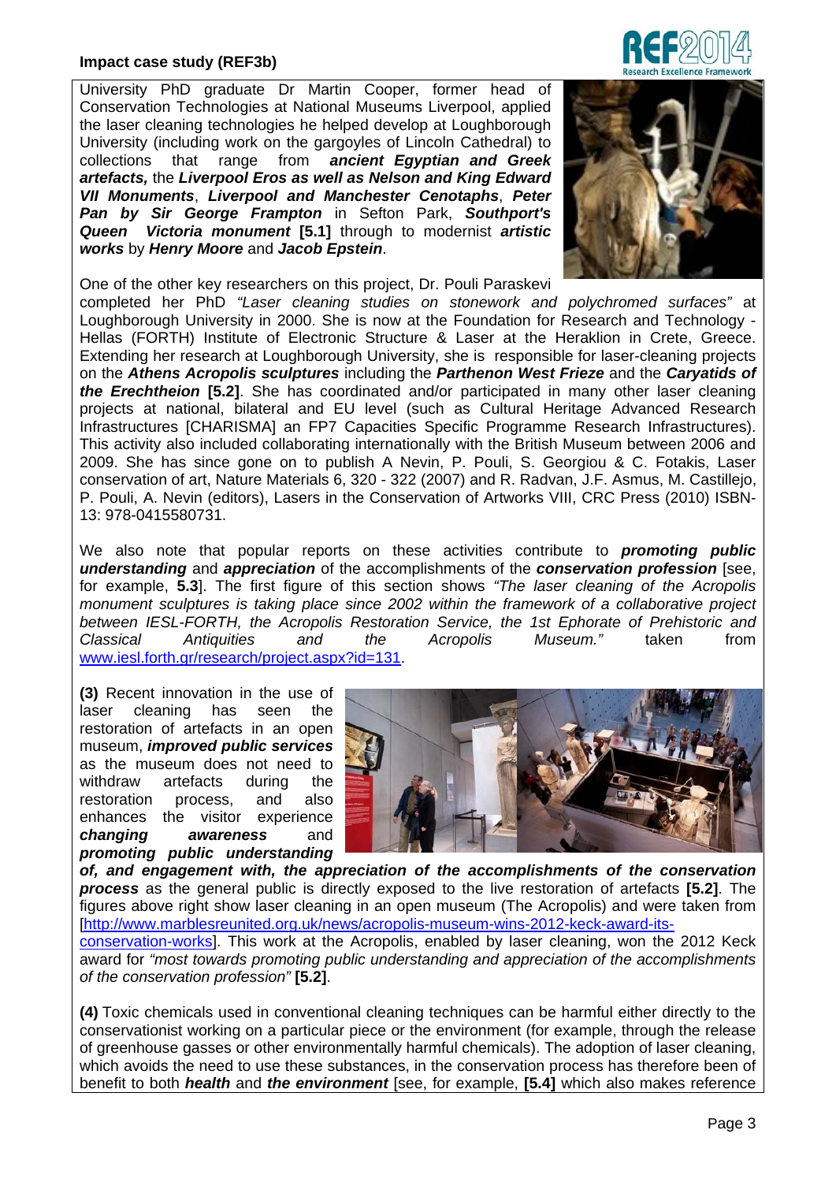University PhD graduate Dr Martin Cooper, former head of Conservation Technologies at National Museums Liverpool, applied the laser cleaning technologies he helped develop at Loughborough University (including work on the gargoyles of Lincoln Cathedral) to collections that range from ***ancient Egyptian and Greek artefacts,*** the ***Liverpool Eros as well as Nelson and King Edward VII Monuments***, ***Liverpool and Manchester Cenotaphs***, ***Peter Pan by Sir George Frampton*** in Sefton Park, ***Southport's Queen Victoria monument*** **[5.1]** through to modernist ***artistic works*** by ***Henry Moore*** and ***Jacob Epstein***.

One of the other key researchers on this project, Dr. Pouli Paraskevi completed her PhD *"Laser cleaning studies on stonework and polychromed surfaces"* at Loughborough University in 2000. She is now at the Foundation for Research and Technology - Hellas (FORTH) Institute of Electronic Structure & Laser at the Heraklion in Crete, Greece. Extending her research at Loughborough University, she is responsible for laser-cleaning projects on the ***Athens Acropolis sculptures*** including the ***Parthenon West Frieze*** and the ***Caryatids of the Erechtheion*** **[5.2]**. She has coordinated and/or participated in many other laser cleaning projects at national, bilateral and EU level (such as Cultural Heritage Advanced Research Infrastructures [CHARISMA] an FP7 Capacities Specific Programme Research Infrastructures). This activity also included collaborating internationally with the British Museum between 2006 and 2009. She has since gone on to publish A Nevin, P. Pouli, S. Georgiou & C. Fotakis, Laser conservation of art, Nature Materials 6, 320 - 322 (2007) and R. Radvan, J.F. Asmus, M. Castillejo, P. Pouli, A. Nevin (editors), Lasers in the Conservation of Artworks VIII, CRC Press (2010) ISBN-13: 978-0415580731.

We also note that popular reports on these activities contribute to ***promoting public understanding*** and ***appreciation*** of the accomplishments of the ***conservation profession*** [see, for example, **5.3**]. The first figure of this section shows *"The laser cleaning of the Acropolis monument sculptures is taking place since 2002 within the framework of a collaborative project between IESL-FORTH, the Acropolis Restoration Service, the 1st Ephorate of Prehistoric and Classical Antiquities and the Acropolis Museum."* taken from www.iesl.forth.gr/research/project.aspx?id=131.

**(3)** Recent innovation in the use of laser cleaning has seen the restoration of artefacts in an open museum, ***improved public services*** as the museum does not need to withdraw artefacts during the restoration process, and also enhances the visitor experience ***changing awareness*** and ***promoting public understanding of, and engagement with, the appreciation of the accomplishments of the conservation process*** as the general public is directly exposed to the live restoration of artefacts **[5.2]**. The figures above right show laser cleaning in an open museum (The Acropolis) and were taken from [http://www.marblesreunited.org.uk/news/acropolis-museum-wins-2012-keck-award-its-conservation-works]. This work at the Acropolis, enabled by laser cleaning, won the 2012 Keck award for *"most towards promoting public understanding and appreciation of the accomplishments of the conservation profession"* **[5.2]**.

**(4)** Toxic chemicals used in conventional cleaning techniques can be harmful either directly to the conservationist working on a particular piece or the environment (for example, through the release of greenhouse gasses or other environmentally harmful chemicals). The adoption of laser cleaning, which avoids the need to use these substances, in the conservation process has therefore been of benefit to both ***health*** and ***the environment*** [see, for example, **[5.4]** which also makes reference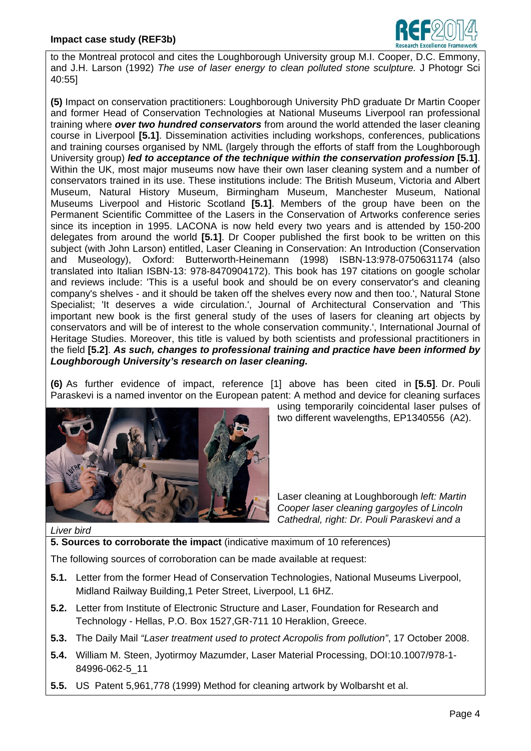to the Montreal protocol and cites the Loughborough University group M.I. Cooper, D.C. Emmony, and J.H. Larson (1992) *The use of laser energy to clean polluted stone sculpture.* J Photogr Sci 40:55]

**(5)** Impact on conservation practitioners: Loughborough University PhD graduate Dr Martin Cooper and former Head of Conservation Technologies at National Museums Liverpool ran professional training where ***over two hundred conservators*** from around the world attended the laser cleaning course in Liverpool **[5.1]**. Dissemination activities including workshops, conferences, publications and training courses organised by NML (largely through the efforts of staff from the Loughborough University group) ***led to acceptance of the technique within the conservation profession*** **[5.1]**. Within the UK, most major museums now have their own laser cleaning system and a number of conservators trained in its use. These institutions include: The British Museum, Victoria and Albert Museum, Natural History Museum, Birmingham Museum, Manchester Museum, National Museums Liverpool and Historic Scotland **[5.1]**. Members of the group have been on the Permanent Scientific Committee of the Lasers in the Conservation of Artworks conference series since its inception in 1995. LACONA is now held every two years and is attended by 150-200 delegates from around the world **[5.1]**. Dr Cooper published the first book to be written on this subject (with John Larson) entitled, Laser Cleaning in Conservation: An Introduction (Conservation and Museology), Oxford: Butterworth-Heinemann (1998) ISBN-13:978-0750631174 (also translated into Italian ISBN-13: 978-8470904172). This book has 197 citations on google scholar and reviews include: 'This is a useful book and should be on every conservator's and cleaning company's shelves - and it should be taken off the shelves every now and then too.', Natural Stone Specialist; 'It deserves a wide circulation.', Journal of Architectural Conservation and 'This important new book is the first general study of the uses of lasers for cleaning art objects by conservators and will be of interest to the whole conservation community.', International Journal of Heritage Studies. Moreover, this title is valued by both scientists and professional practitioners in the field **[5.2]**. ***As such, changes to professional training and practice have been informed by Loughborough University's research on laser cleaning.***

**(6)** As further evidence of impact, reference [1] above has been cited in **[5.5]**. Dr. Pouli Paraskevi is a named inventor on the European patent: A method and device for cleaning surfaces using temporarily coincidental laser pulses of two different wavelengths, EP1340556 (A2).

Laser cleaning at Loughborough *left: Martin Cooper laser cleaning gargoyles of Lincoln Cathedral, right: Dr. Pouli Paraskevi and a Liver bird*

**5. Sources to corroborate the impact** (indicative maximum of 10 references)

The following sources of corroboration can be made available at request:

- **5.1.** Letter from the former Head of Conservation Technologies, National Museums Liverpool, Midland Railway Building,1 Peter Street, Liverpool, L1 6HZ.
- **5.2.** Letter from Institute of Electronic Structure and Laser, Foundation for Research and Technology - Hellas, P.O. Box 1527,GR-711 10 Heraklion, Greece.
- **5.3.** The Daily Mail *"Laser treatment used to protect Acropolis from pollution"*, 17 October 2008.
- **5.4.** William M. Steen, Jyotirmoy Mazumder, Laser Material Processing, DOI:10.1007/978-1-84996-062-5_11
- **5.5.** US Patent 5,961,778 (1999) Method for cleaning artwork by Wolbarsht et al.